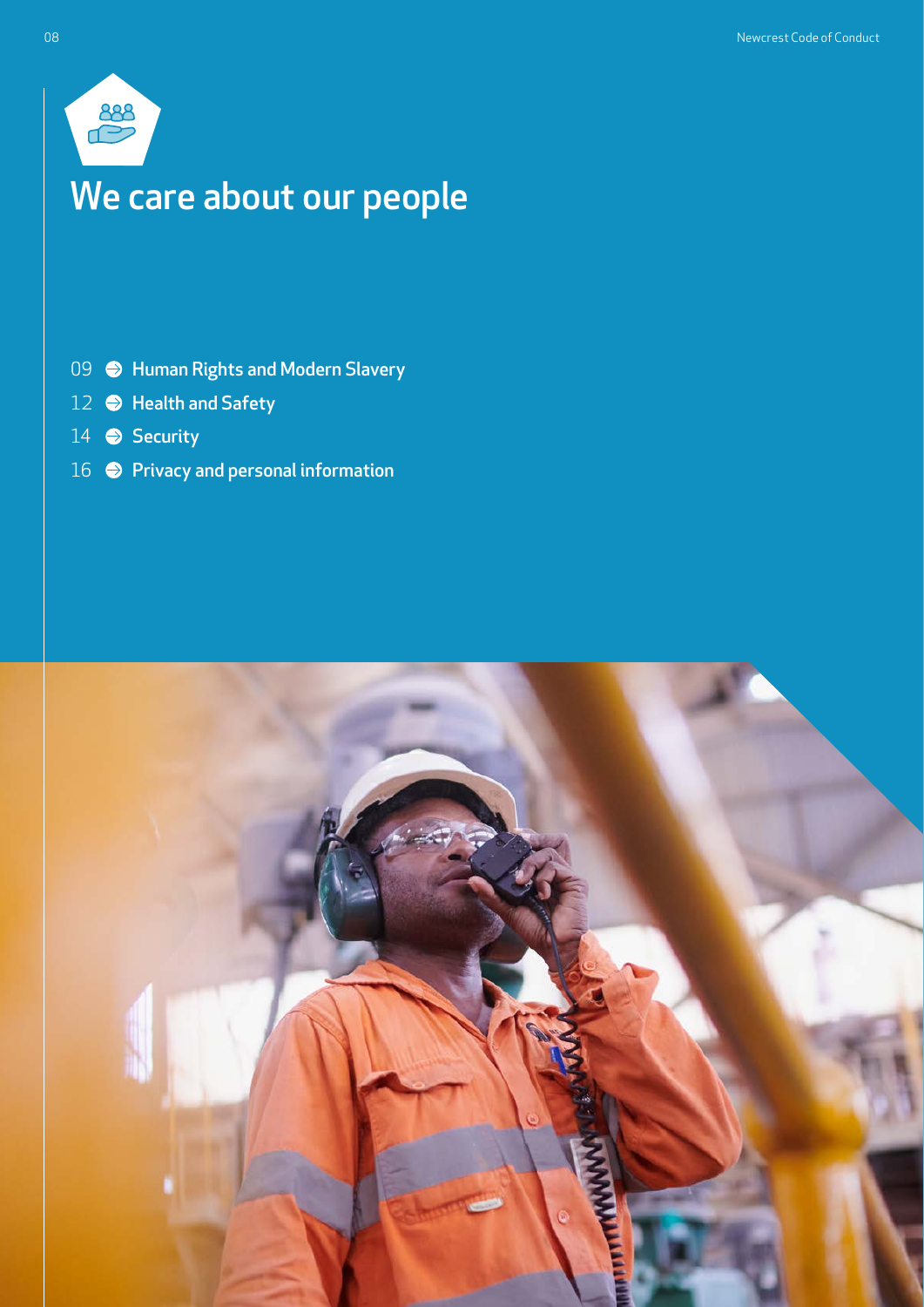# We care about our people

- 09 Human Rights and Modern Slavery
- 12 Health and Safety
- 14 Security
- 16 Privacy and personal information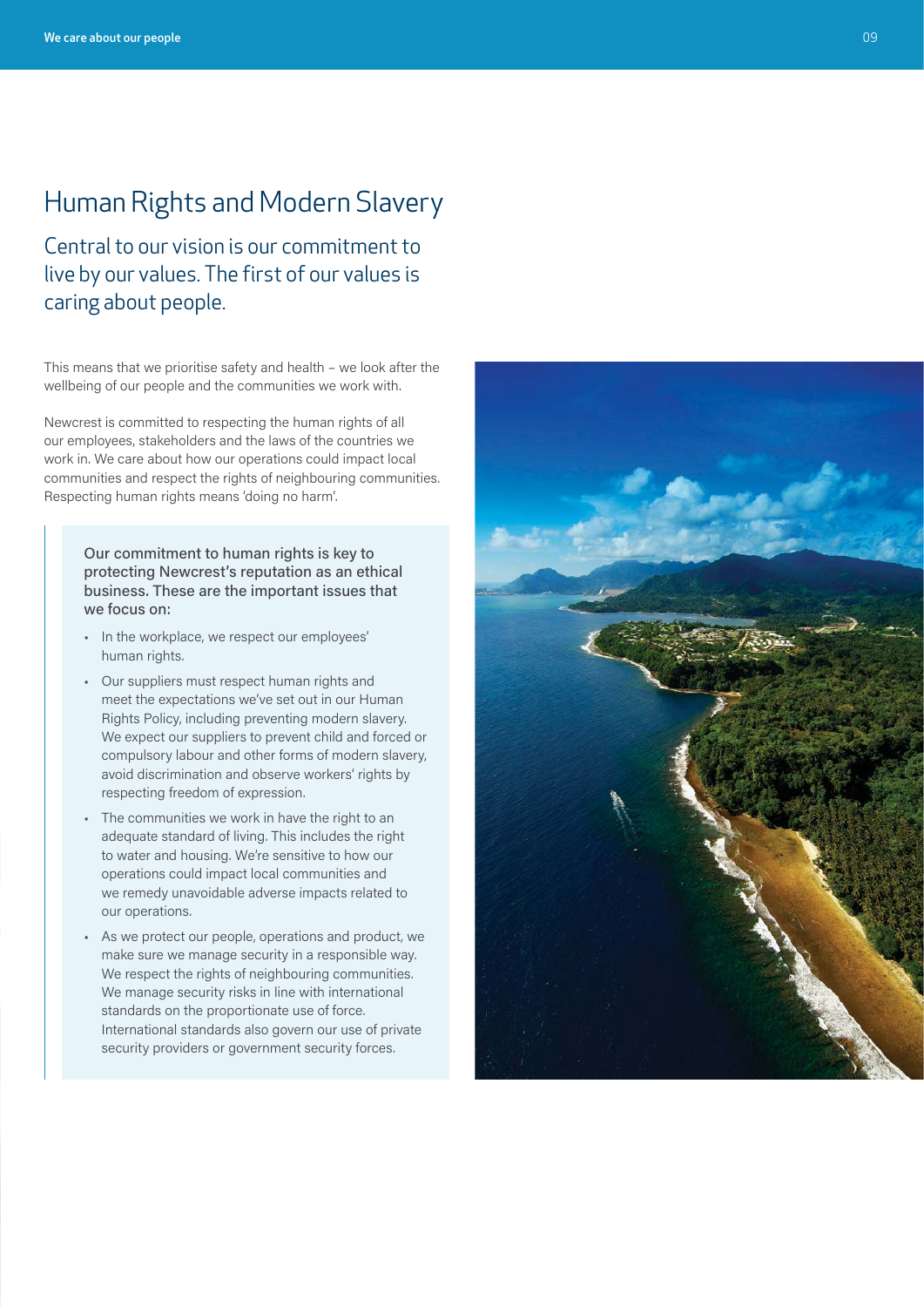# Human Rights and Modern Slavery

## Central to our vision is our commitment to live by our values. The first of our values is caring about people.

This means that we prioritise safety and health – we look after the wellbeing of our people and the communities we work with.

Newcrest is committed to respecting the human rights of all our employees, stakeholders and the laws of the countries we work in. We care about how our operations could impact local communities and respect the rights of neighbouring communities. Respecting human rights means 'doing no harm'.

> Our commitment to human rights is key to protecting Newcrest's reputation as an ethical business. These are the important issues that we focus on:
>
> - In the workplace, we respect our employees' human rights.
> - Our suppliers must respect human rights and meet the expectations we've set out in our Human Rights Policy, including preventing modern slavery. We expect our suppliers to prevent child and forced or compulsory labour and other forms of modern slavery, avoid discrimination and observe workers' rights by respecting freedom of expression.
> - The communities we work in have the right to an adequate standard of living. This includes the right to water and housing. We're sensitive to how our operations could impact local communities and we remedy unavoidable adverse impacts related to our operations.
> - As we protect our people, operations and product, we make sure we manage security in a responsible way. We respect the rights of neighbouring communities. We manage security risks in line with international standards on the proportionate use of force. International standards also govern our use of private security providers or government security forces.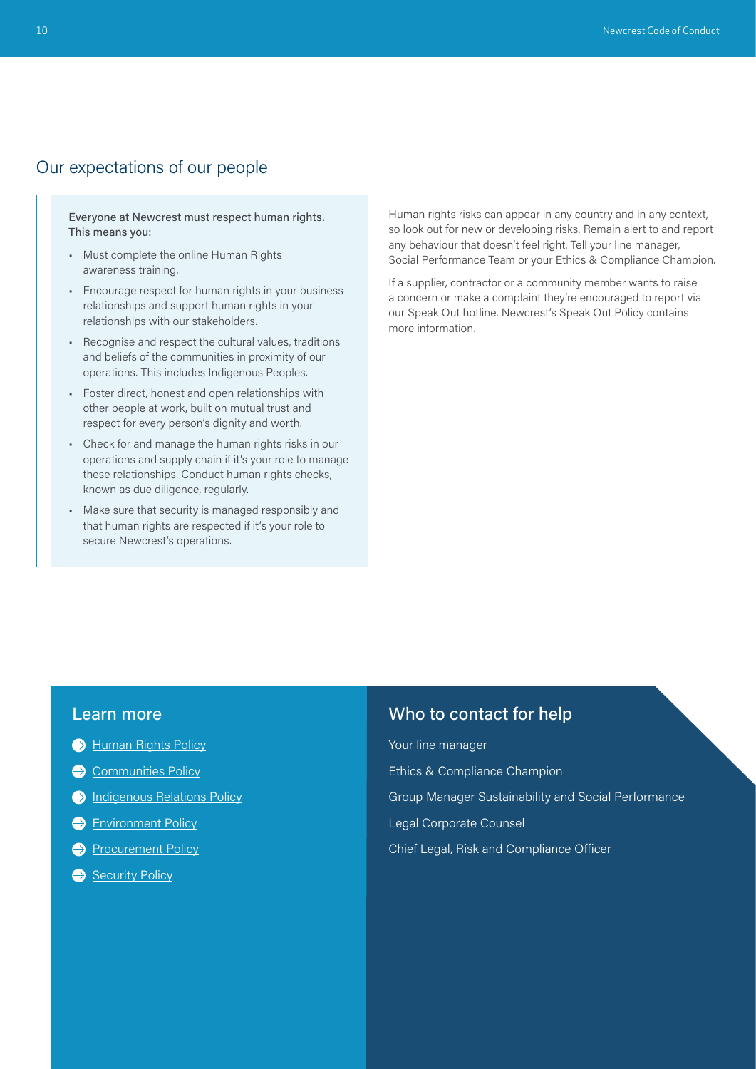## Our expectations of our people

**Everyone at Newcrest must respect human rights. This means you:**

- Must complete the online Human Rights awareness training.
- Encourage respect for human rights in your business relationships and support human rights in your relationships with our stakeholders.
- Recognise and respect the cultural values, traditions and beliefs of the communities in proximity of our operations. This includes Indigenous Peoples.
- Foster direct, honest and open relationships with other people at work, built on mutual trust and respect for every person's dignity and worth.
- Check for and manage the human rights risks in our operations and supply chain if it's your role to manage these relationships. Conduct human rights checks, known as due diligence, regularly.
- Make sure that security is managed responsibly and that human rights are respected if it's your role to secure Newcrest's operations.

Human rights risks can appear in any country and in any context, so look out for new or developing risks. Remain alert to and report any behaviour that doesn't feel right. Tell your line manager, Social Performance Team or your Ethics & Compliance Champion.

If a supplier, contractor or a community member wants to raise a concern or make a complaint they're encouraged to report via our Speak Out hotline. Newcrest's Speak Out Policy contains more information.

### Learn more

- Human Rights Policy
- Communities Policy
- Indigenous Relations Policy
- Environment Policy
- Procurement Policy
- Security Policy

### Who to contact for help

Your line manager

Ethics & Compliance Champion

Group Manager Sustainability and Social Performance

Legal Corporate Counsel

Chief Legal, Risk and Compliance Officer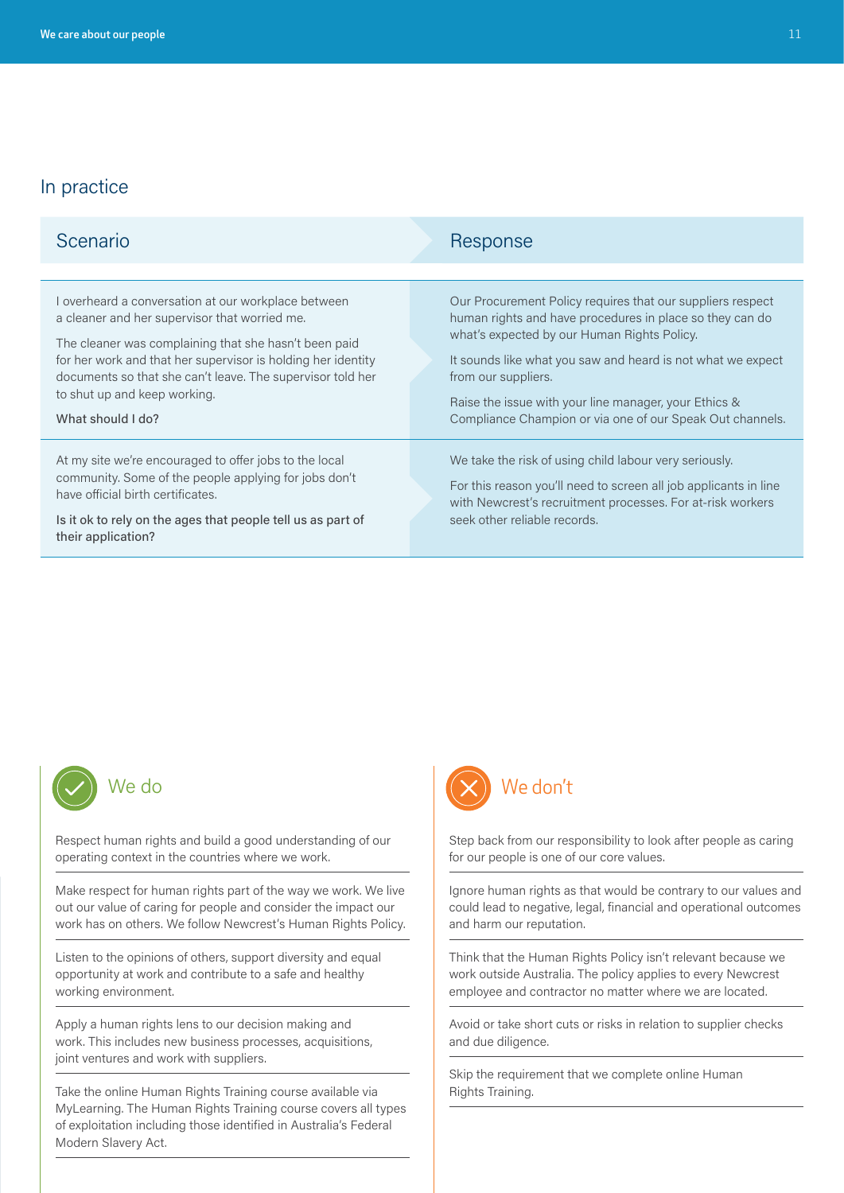## In practice

| Scenario | Response |
|---|---|
| I overheard a conversation at our workplace between a cleaner and her supervisor that worried me.<br><br>The cleaner was complaining that she hasn't been paid for her work and that her supervisor is holding her identity documents so that she can't leave. The supervisor told her to shut up and keep working.<br><br>What should I do? | Our Procurement Policy requires that our suppliers respect human rights and have procedures in place so they can do what's expected by our Human Rights Policy.<br><br>It sounds like what you saw and heard is not what we expect from our suppliers.<br><br>Raise the issue with your line manager, your Ethics & Compliance Champion or via one of our Speak Out channels. |
| At my site we're encouraged to offer jobs to the local community. Some of the people applying for jobs don't have official birth certificates.<br><br>Is it ok to rely on the ages that people tell us as part of their application? | We take the risk of using child labour very seriously.<br><br>For this reason you'll need to screen all job applicants in line with Newcrest's recruitment processes. For at-risk workers seek other reliable records. |

### We do

Respect human rights and build a good understanding of our operating context in the countries where we work.

Make respect for human rights part of the way we work. We live out our value of caring for people and consider the impact our work has on others. We follow Newcrest's Human Rights Policy.

Listen to the opinions of others, support diversity and equal opportunity at work and contribute to a safe and healthy working environment.

Apply a human rights lens to our decision making and work. This includes new business processes, acquisitions, joint ventures and work with suppliers.

Take the online Human Rights Training course available via MyLearning. The Human Rights Training course covers all types of exploitation including those identified in Australia's Federal Modern Slavery Act.

### We don't

Step back from our responsibility to look after people as caring for our people is one of our core values.

Ignore human rights as that would be contrary to our values and could lead to negative, legal, financial and operational outcomes and harm our reputation.

Think that the Human Rights Policy isn't relevant because we work outside Australia. The policy applies to every Newcrest employee and contractor no matter where we are located.

Avoid or take short cuts or risks in relation to supplier checks and due diligence.

Skip the requirement that we complete online Human Rights Training.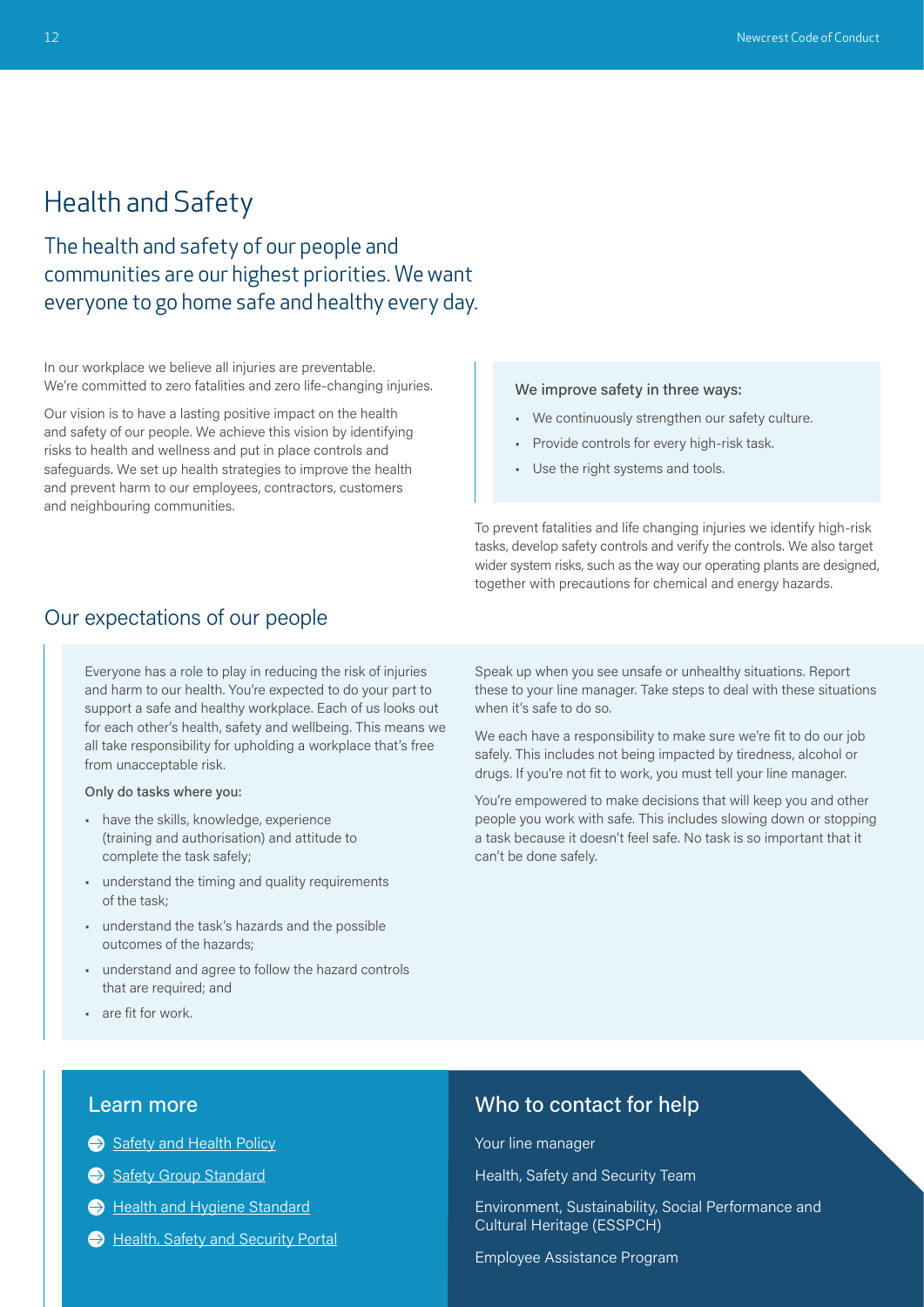# Health and Safety

## The health and safety of our people and communities are our highest priorities. We want everyone to go home safe and healthy every day.

In our workplace we believe all injuries are preventable. We're committed to zero fatalities and zero life-changing injuries.

Our vision is to have a lasting positive impact on the health and safety of our people. We achieve this vision by identifying risks to health and wellness and put in place controls and safeguards. We set up health strategies to improve the health and prevent harm to our employees, contractors, customers and neighbouring communities.

**We improve safety in three ways:**

- We continuously strengthen our safety culture.
- Provide controls for every high-risk task.
- Use the right systems and tools.

To prevent fatalities and life changing injuries we identify high-risk tasks, develop safety controls and verify the controls. We also target wider system risks, such as the way our operating plants are designed, together with precautions for chemical and energy hazards.

## Our expectations of our people

Everyone has a role to play in reducing the risk of injuries and harm to our health. You're expected to do your part to support a safe and healthy workplace. Each of us looks out for each other's health, safety and wellbeing. This means we all take responsibility for upholding a workplace that's free from unacceptable risk.

**Only do tasks where you:**

- have the skills, knowledge, experience (training and authorisation) and attitude to complete the task safely;
- understand the timing and quality requirements of the task;
- understand the task's hazards and the possible outcomes of the hazards;
- understand and agree to follow the hazard controls that are required; and
- are fit for work.

Speak up when you see unsafe or unhealthy situations. Report these to your line manager. Take steps to deal with these situations when it's safe to do so.

We each have a responsibility to make sure we're fit to do our job safely. This includes not being impacted by tiredness, alcohol or drugs. If you're not fit to work, you must tell your line manager.

You're empowered to make decisions that will keep you and other people you work with safe. This includes slowing down or stopping a task because it doesn't feel safe. No task is so important that it can't be done safely.

### Learn more

- Safety and Health Policy
- Safety Group Standard
- Health and Hygiene Standard
- Health, Safety and Security Portal

### Who to contact for help

Your line manager

Health, Safety and Security Team

Environment, Sustainability, Social Performance and Cultural Heritage (ESSPCH)

Employee Assistance Program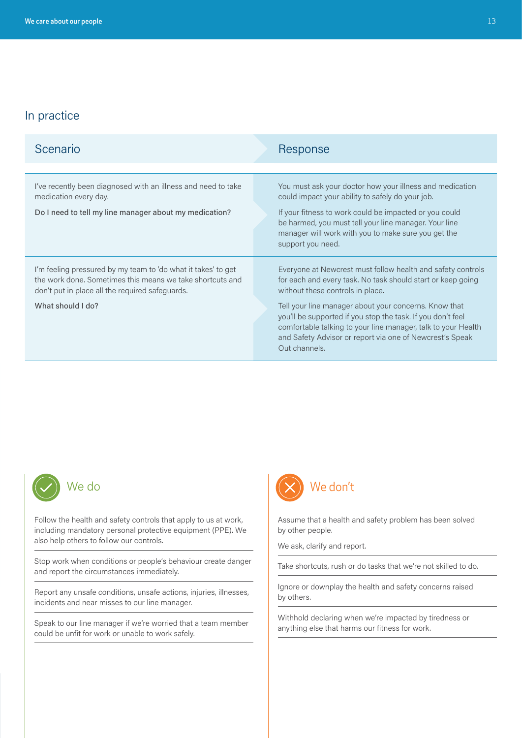## In practice

| Scenario | Response |
|---|---|
| I've recently been diagnosed with an illness and need to take medication every day.<br><br>Do I need to tell my line manager about my medication? | You must ask your doctor how your illness and medication could impact your ability to safely do your job.<br><br>If your fitness to work could be impacted or you could be harmed, you must tell your line manager. Your line manager will work with you to make sure you get the support you need. |
| I'm feeling pressured by my team to 'do what it takes' to get the work done. Sometimes this means we take shortcuts and don't put in place all the required safeguards.<br><br>What should I do? | Everyone at Newcrest must follow health and safety controls for each and every task. No task should start or keep going without these controls in place.<br><br>Tell your line manager about your concerns. Know that you'll be supported if you stop the task. If you don't feel comfortable talking to your line manager, talk to your Health and Safety Advisor or report via one of Newcrest's Speak Out channels. |

### We do

Follow the health and safety controls that apply to us at work, including mandatory personal protective equipment (PPE). We also help others to follow our controls.

Stop work when conditions or people's behaviour create danger and report the circumstances immediately.

Report any unsafe conditions, unsafe actions, injuries, illnesses, incidents and near misses to our line manager.

Speak to our line manager if we're worried that a team member could be unfit for work or unable to work safely.

### We don't

Assume that a health and safety problem has been solved by other people.

We ask, clarify and report.

Take shortcuts, rush or do tasks that we're not skilled to do.

Ignore or downplay the health and safety concerns raised by others.

Withhold declaring when we're impacted by tiredness or anything else that harms our fitness for work.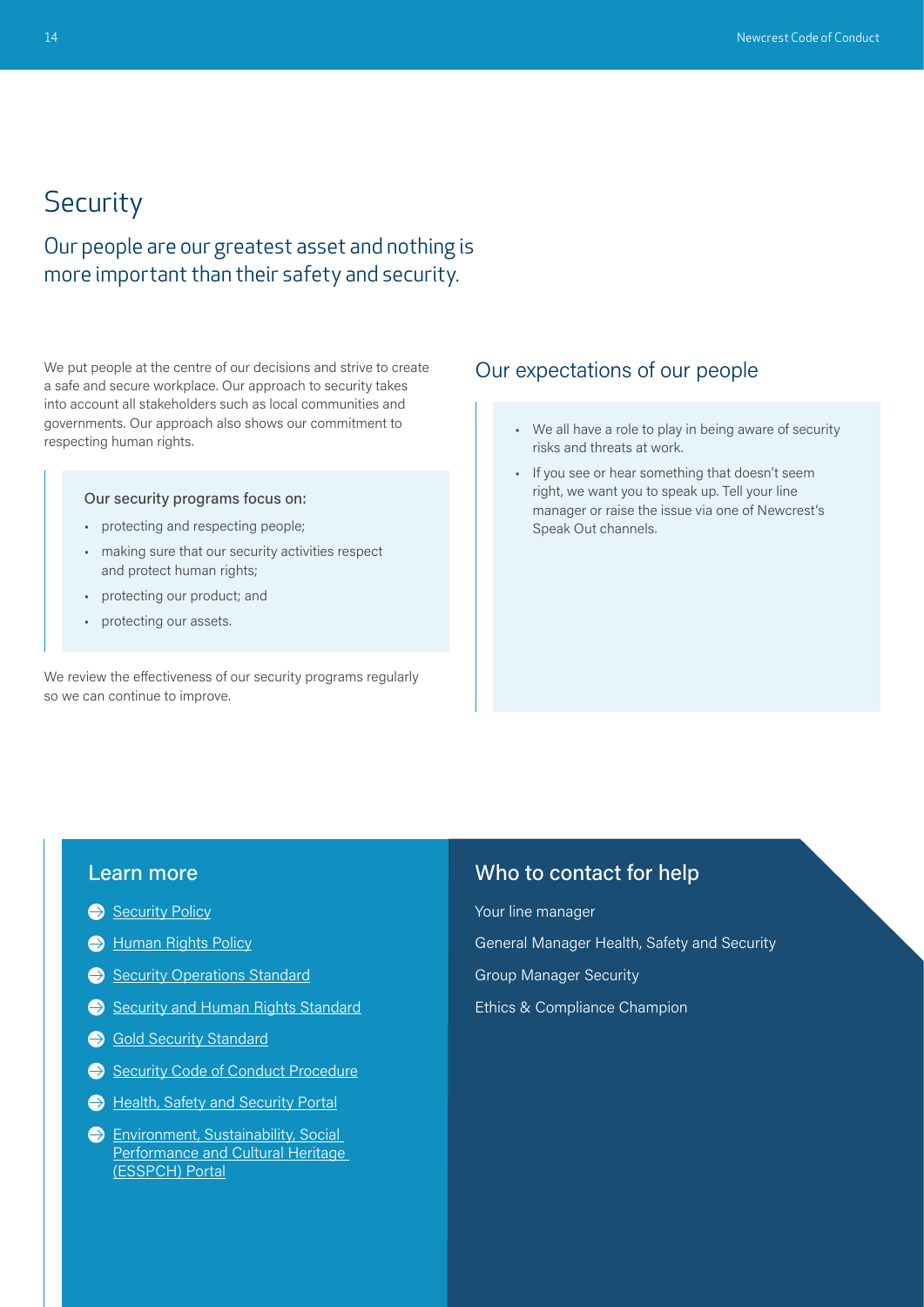# Security

## Our people are our greatest asset and nothing is more important than their safety and security.

We put people at the centre of our decisions and strive to create a safe and secure workplace. Our approach to security takes into account all stakeholders such as local communities and governments. Our approach also shows our commitment to respecting human rights.

Our security programs focus on:

- protecting and respecting people;
- making sure that our security activities respect and protect human rights;
- protecting our product; and
- protecting our assets.

We review the effectiveness of our security programs regularly so we can continue to improve.

## Our expectations of our people

- We all have a role to play in being aware of security risks and threats at work.
- If you see or hear something that doesn't seem right, we want you to speak up. Tell your line manager or raise the issue via one of Newcrest's Speak Out channels.

## Learn more

- Security Policy
- Human Rights Policy
- Security Operations Standard
- Security and Human Rights Standard
- Gold Security Standard
- Security Code of Conduct Procedure
- Health, Safety and Security Portal
- Environment, Sustainability, Social Performance and Cultural Heritage (ESSPCH) Portal

## Who to contact for help

Your line manager

General Manager Health, Safety and Security

Group Manager Security

Ethics & Compliance Champion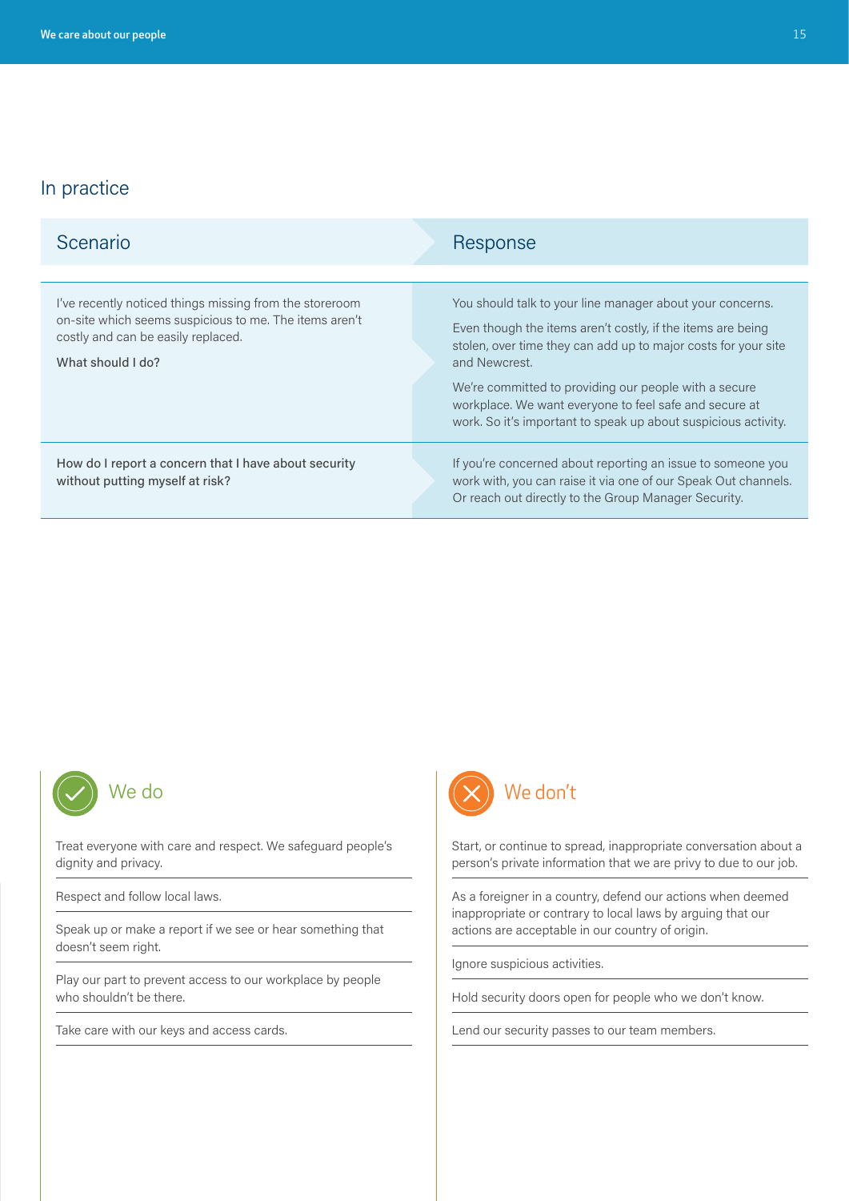## In practice

| Scenario | Response |
| --- | --- |
| I've recently noticed things missing from the storeroom on-site which seems suspicious to me. The items aren't costly and can be easily replaced. What should I do? | You should talk to your line manager about your concerns. Even though the items aren't costly, if the items are being stolen, over time they can add up to major costs for your site and Newcrest. We're committed to providing our people with a secure workplace. We want everyone to feel safe and secure at work. So it's important to speak up about suspicious activity. |
| How do I report a concern that I have about security without putting myself at risk? | If you're concerned about reporting an issue to someone you work with, you can raise it via one of our Speak Out channels. Or reach out directly to the Group Manager Security. |

### We do

- Treat everyone with care and respect. We safeguard people's dignity and privacy.
- Respect and follow local laws.
- Speak up or make a report if we see or hear something that doesn't seem right.
- Play our part to prevent access to our workplace by people who shouldn't be there.
- Take care with our keys and access cards.

### We don't

- Start, or continue to spread, inappropriate conversation about a person's private information that we are privy to due to our job.
- As a foreigner in a country, defend our actions when deemed inappropriate or contrary to local laws by arguing that our actions are acceptable in our country of origin.
- Ignore suspicious activities.
- Hold security doors open for people who we don't know.
- Lend our security passes to our team members.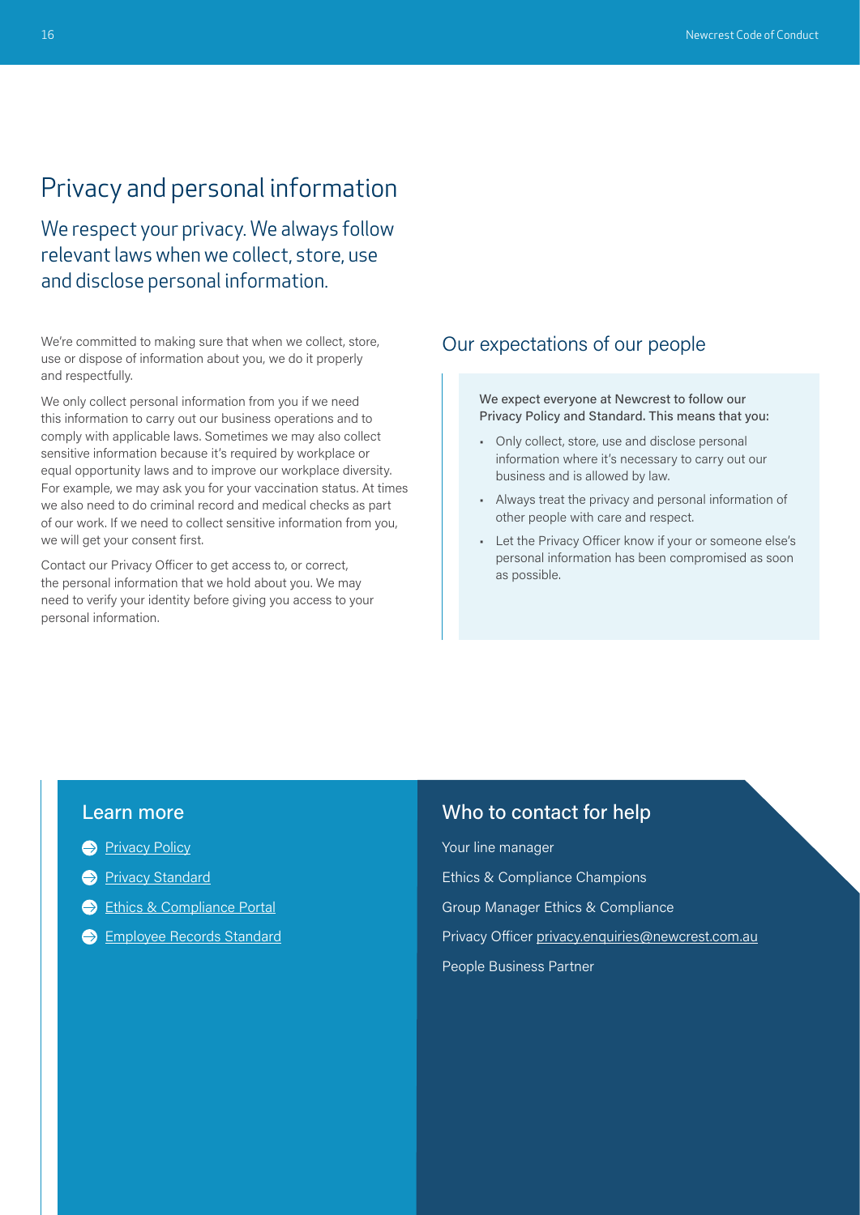# Privacy and personal information

## We respect your privacy. We always follow relevant laws when we collect, store, use and disclose personal information.

We're committed to making sure that when we collect, store, use or dispose of information about you, we do it properly and respectfully.

We only collect personal information from you if we need this information to carry out our business operations and to comply with applicable laws. Sometimes we may also collect sensitive information because it's required by workplace or equal opportunity laws and to improve our workplace diversity. For example, we may ask you for your vaccination status. At times we also need to do criminal record and medical checks as part of our work. If we need to collect sensitive information from you, we will get your consent first.

Contact our Privacy Officer to get access to, or correct, the personal information that we hold about you. We may need to verify your identity before giving you access to your personal information.

## Our expectations of our people

We expect everyone at Newcrest to follow our Privacy Policy and Standard. This means that you:

- Only collect, store, use and disclose personal information where it's necessary to carry out our business and is allowed by law.
- Always treat the privacy and personal information of other people with care and respect.
- Let the Privacy Officer know if your or someone else's personal information has been compromised as soon as possible.

## Learn more

- Privacy Policy
- Privacy Standard
- Ethics & Compliance Portal
- Employee Records Standard

## Who to contact for help

Your line manager

Ethics & Compliance Champions

Group Manager Ethics & Compliance

Privacy Officer privacy.enquiries@newcrest.com.au

People Business Partner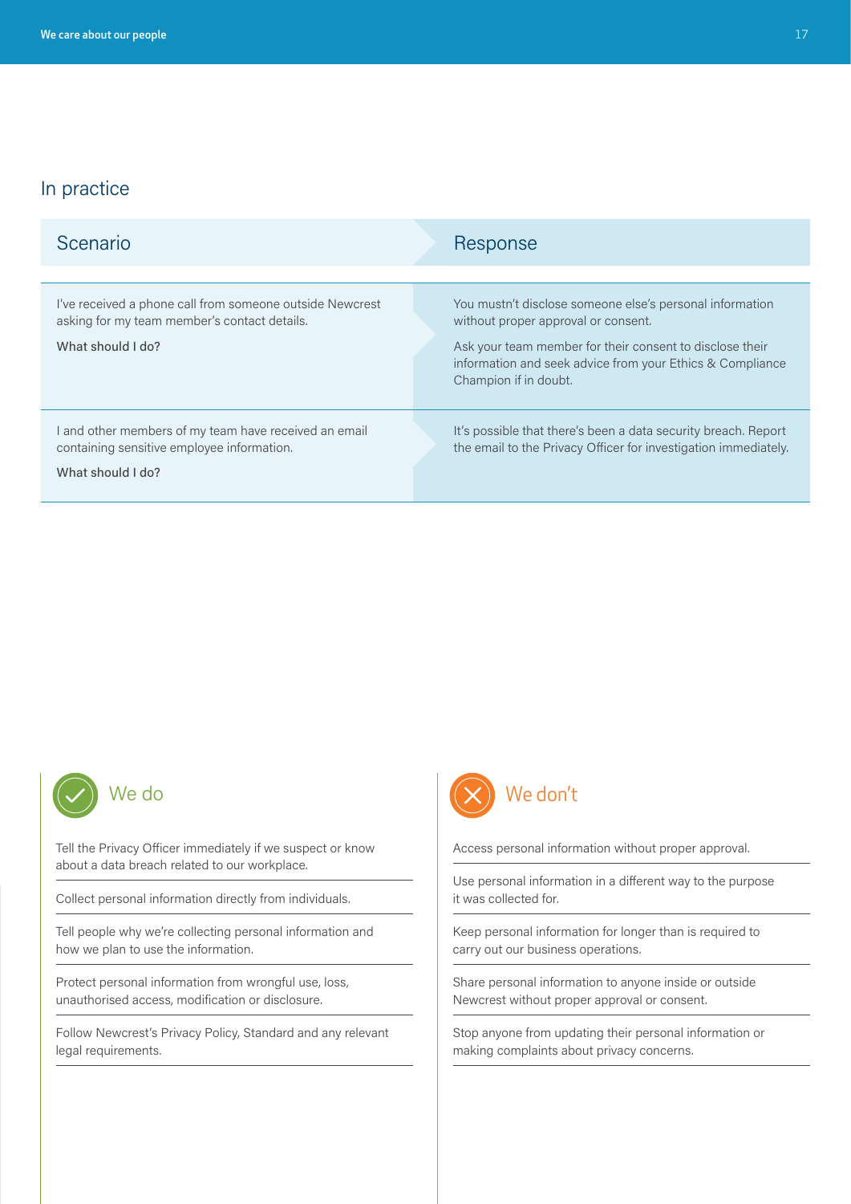## In practice

| Scenario | Response |
|---|---|
| I've received a phone call from someone outside Newcrest asking for my team member's contact details.<br><br>What should I do? | You mustn't disclose someone else's personal information without proper approval or consent.<br><br>Ask your team member for their consent to disclose their information and seek advice from your Ethics & Compliance Champion if in doubt. |
| I and other members of my team have received an email containing sensitive employee information.<br><br>What should I do? | It's possible that there's been a data security breach. Report the email to the Privacy Officer for investigation immediately. |

### We do

- Tell the Privacy Officer immediately if we suspect or know about a data breach related to our workplace.
- Collect personal information directly from individuals.
- Tell people why we're collecting personal information and how we plan to use the information.
- Protect personal information from wrongful use, loss, unauthorised access, modification or disclosure.
- Follow Newcrest's Privacy Policy, Standard and any relevant legal requirements.

### We don't

- Access personal information without proper approval.
- Use personal information in a different way to the purpose it was collected for.
- Keep personal information for longer than is required to carry out our business operations.
- Share personal information to anyone inside or outside Newcrest without proper approval or consent.
- Stop anyone from updating their personal information or making complaints about privacy concerns.